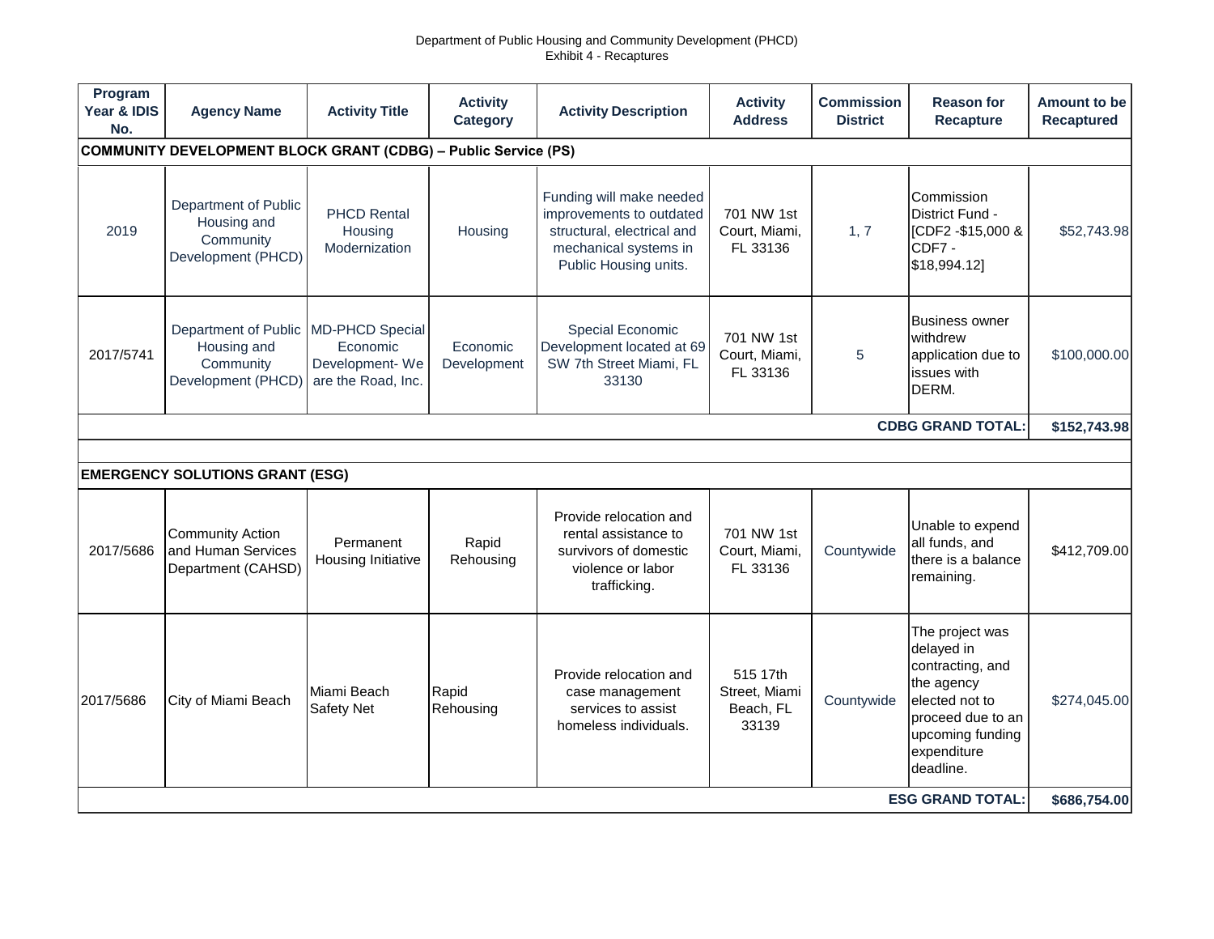Department of Public Housing and Community Development (PHCD)
Exhibit 4 - Recaptures

| Program Year & IDIS No. | Agency Name | Activity Title | Activity Category | Activity Description | Activity Address | Commission District | Reason for Recapture | Amount to be Recaptured |
|---|---|---|---|---|---|---|---|---|
| **COMMUNITY DEVELOPMENT BLOCK GRANT (CDBG) – Public Service (PS)** | | | | | | | | |
| 2019 | Department of Public Housing and Community Development (PHCD) | PHCD Rental Housing Modernization | Housing | Funding will make needed improvements to outdated structural, electrical and mechanical systems in Public Housing units. | 701 NW 1st Court, Miami, FL 33136 | 1, 7 | Commission District Fund - [CDF2 -$15,000 & CDF7 - $18,994.12] | $52,743.98 |
| 2017/5741 | Department of Public Housing and Community Development (PHCD) | MD-PHCD Special Economic Development- We are the Road, Inc. | Economic Development | Special Economic Development located at 69 SW 7th Street Miami, FL 33130 | 701 NW 1st Court, Miami, FL 33136 | 5 | Business owner withdrew application due to issues with DERM. | $100,000.00 |
| | | | | | | | **CDBG GRAND TOTAL:** | **$152,743.98** |
| **EMERGENCY SOLUTIONS GRANT (ESG)** | | | | | | | | |
| 2017/5686 | Community Action and Human Services Department (CAHSD) | Permanent Housing Initiative | Rapid Rehousing | Provide relocation and rental assistance to survivors of domestic violence or labor trafficking. | 701 NW 1st Court, Miami, FL 33136 | Countywide | Unable to expend all funds, and there is a balance remaining. | $412,709.00 |
| 2017/5686 | City of Miami Beach | Miami Beach Safety Net | Rapid Rehousing | Provide relocation and case management services to assist homeless individuals. | 515 17th Street, Miami Beach, FL 33139 | Countywide | The project was delayed in contracting, and the agency elected not to proceed due to an upcoming funding expenditure deadline. | $274,045.00 |
| | | | | | | | **ESG GRAND TOTAL:** | **$686,754.00** |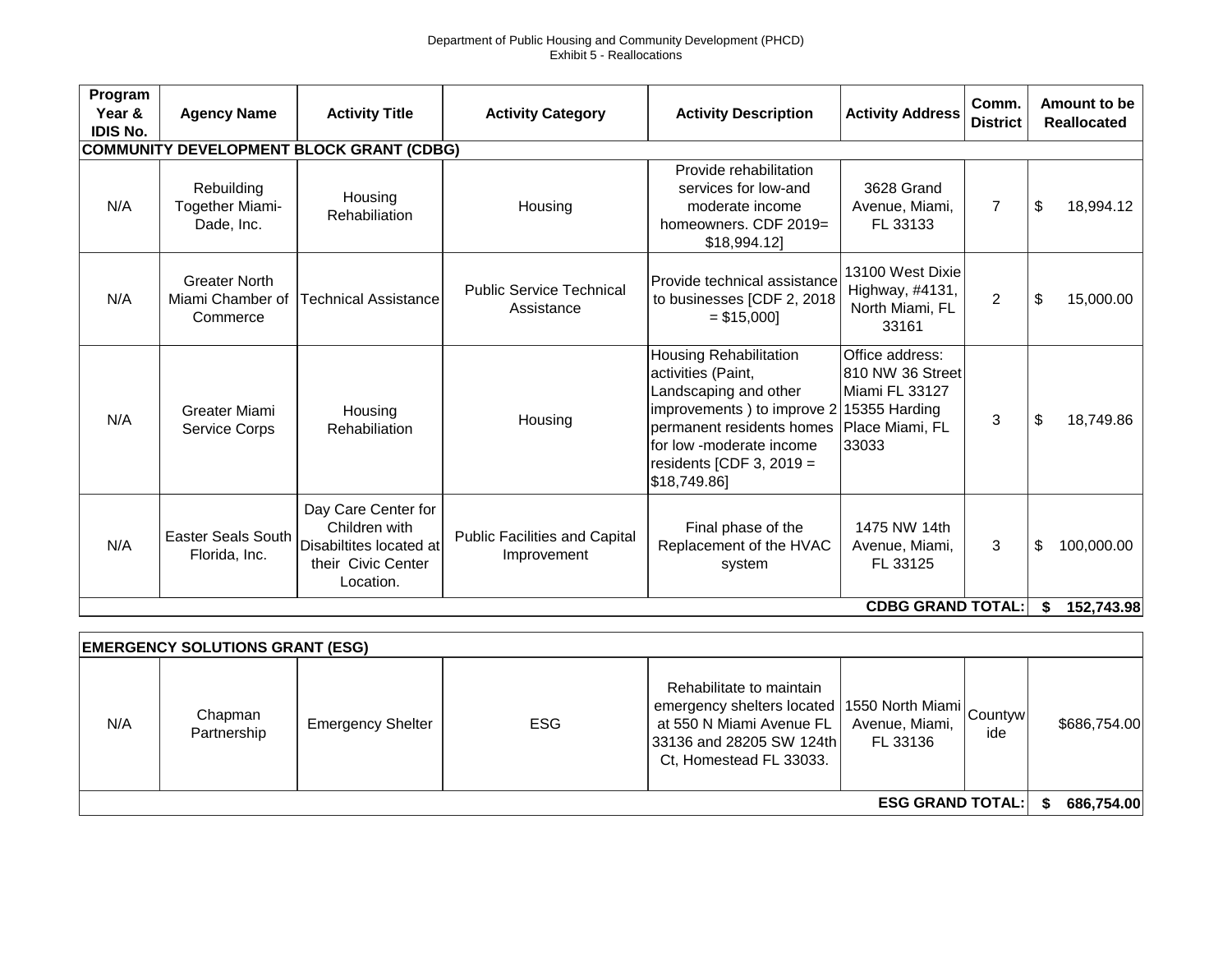Department of Public Housing and Community Development (PHCD)
Exhibit 5 - Reallocations

| Program Year & IDIS No. | Agency Name | Activity Title | Activity Category | Activity Description | Activity Address | Comm. District | Amount to be Reallocated |
|---|---|---|---|---|---|---|---|
| **COMMUNITY DEVELOPMENT BLOCK GRANT (CDBG)** | | | | | | | |
| N/A | Rebuilding Together Miami-Dade, Inc. | Housing Rehabiliation | Housing | Provide rehabilitation services for low-and moderate income homeowners. CDF 2019= $18,994.12] | 3628 Grand Avenue, Miami, FL 33133 | 7 | $ 18,994.12 |
| N/A | Greater North Miami Chamber of Commerce | Technical Assistance | Public Service Technical Assistance | Provide technical assistance to businesses [CDF 2, 2018 = $15,000] | 13100 West Dixie Highway, #4131, North Miami, FL 33161 | 2 | $ 15,000.00 |
| N/A | Greater Miami Service Corps | Housing Rehabiliation | Housing | Housing Rehabilitation activities (Paint, Landscaping and other improvements ) to improve 2 permanent residents homes for low -moderate income residents [CDF 3, 2019 = $18,749.86] | Office address: 810 NW 36 Street Miami FL 33127 15355 Harding Place Miami, FL 33033 | 3 | $ 18,749.86 |
| N/A | Easter Seals South Florida, Inc. | Day Care Center for Children with Disabiltites located at their Civic Center Location. | Public Facilities and Capital Improvement | Final phase of the Replacement of the HVAC system | 1475 NW 14th Avenue, Miami, FL 33125 | 3 | $ 100,000.00 |
| | | | | | **CDBG GRAND TOTAL:** | | **$ 152,743.98** |

| Program Year & IDIS No. | Agency Name | Activity Title | Activity Category | Activity Description | Activity Address | Comm. District | Amount to be Reallocated |
|---|---|---|---|---|---|---|---|
| **EMERGENCY SOLUTIONS GRANT (ESG)** | | | | | | | |
| N/A | Chapman Partnership | Emergency Shelter | ESG | Rehabilitate to maintain emergency shelters located at 550 N Miami Avenue FL 33136 and 28205 SW 124th Ct, Homestead FL 33033. | 1550 North Miami Avenue, Miami, FL 33136 | Countywide | $686,754.00 |
| | | | | | **ESG GRAND TOTAL:** | | **$ 686,754.00** |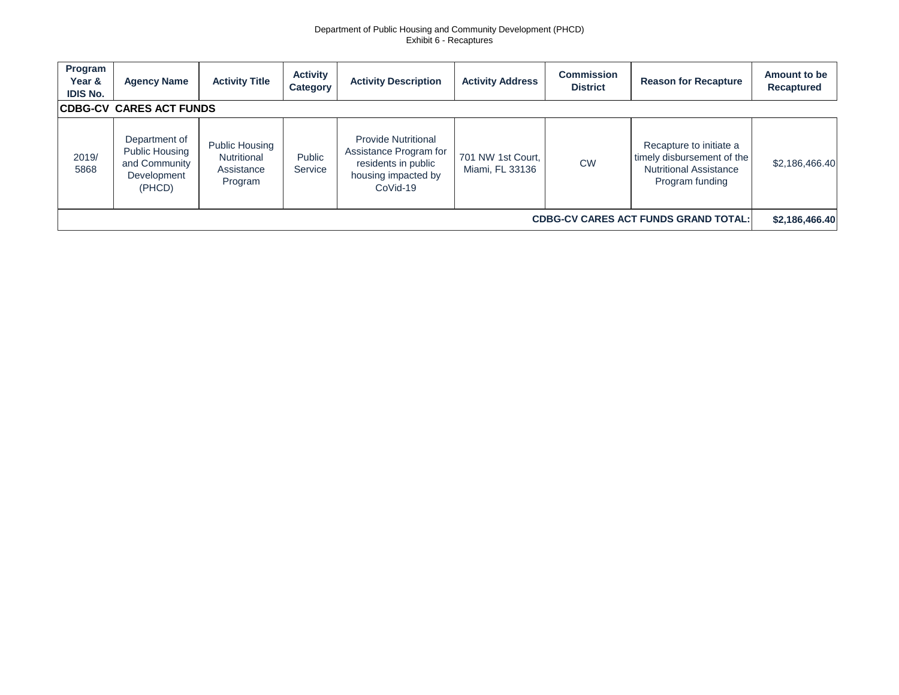Department of Public Housing and Community Development (PHCD)
Exhibit 6 - Recaptures

| Program Year & IDIS No. | Agency Name | Activity Title | Activity Category | Activity Description | Activity Address | Commission District | Reason for Recapture | Amount to be Recaptured |
|---|---|---|---|---|---|---|---|---|
| **CDBG-CV CARES ACT FUNDS** | | | | | | | | |
| 2019/ 5868 | Department of Public Housing and Community Development (PHCD) | Public Housing Nutritional Assistance Program | Public Service | Provide Nutritional Assistance Program for residents in public housing impacted by CoVid-19 | 701 NW 1st Court, Miami, FL 33136 | CW | Recapture to initiate a timely disbursement of the Nutritional Assistance Program funding | $2,186,466.40 |
| | | | | | | | **CDBG-CV CARES ACT FUNDS GRAND TOTAL:** | **$2,186,466.40** |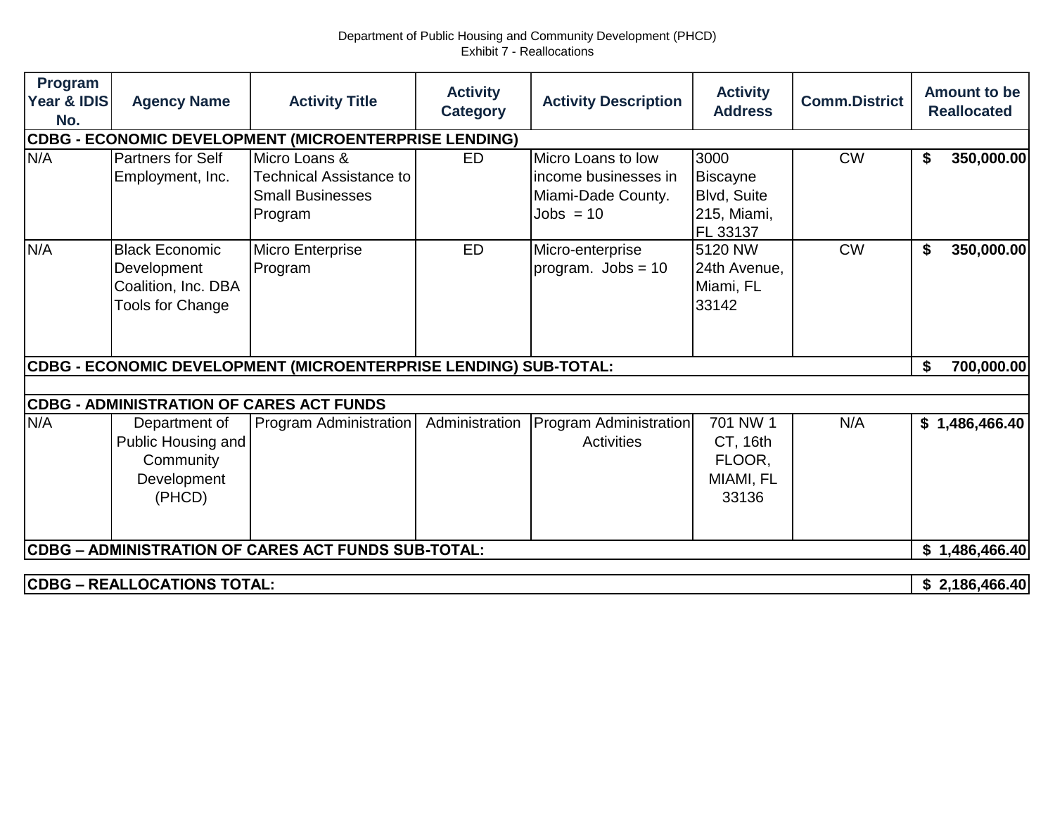Department of Public Housing and Community Development (PHCD)
Exhibit 7 - Reallocations

| Program Year & IDIS No. | Agency Name | Activity Title | Activity Category | Activity Description | Activity Address | Comm.District | Amount to be Reallocated |
|---|---|---|---|---|---|---|---|
| **CDBG - ECONOMIC DEVELOPMENT (MICROENTERPRISE LENDING)** | | | | | | | |
| N/A | Partners for Self Employment, Inc. | Micro Loans & Technical Assistance to Small Businesses Program | ED | Micro Loans to low income businesses in Miami-Dade County. Jobs = 10 | 3000 Biscayne Blvd, Suite 215, Miami, FL 33137 | CW | **$ 350,000.00** |
| N/A | Black Economic Development Coalition, Inc. DBA Tools for Change | Micro Enterprise Program | ED | Micro-enterprise program. Jobs = 10 | 5120 NW 24th Avenue, Miami, FL 33142 | CW | **$ 350,000.00** |
| **CDBG - ECONOMIC DEVELOPMENT (MICROENTERPRISE LENDING) SUB-TOTAL:** | | | | | | | **$ 700,000.00** |
| | | | | | | | |
| **CDBG - ADMINISTRATION OF CARES ACT FUNDS** | | | | | | | |
| N/A | Department of Public Housing and Community Development (PHCD) | Program Administration | Administration | Program Administration Activities | 701 NW 1 CT, 16th FLOOR, MIAMI, FL 33136 | N/A | **$ 1,486,466.40** |
| **CDBG – ADMINISTRATION OF CARES ACT FUNDS SUB-TOTAL:** | | | | | | | **$ 1,486,466.40** |
| | | | | | | | |
| **CDBG – REALLOCATIONS TOTAL:** | | | | | | | **$ 2,186,466.40** |